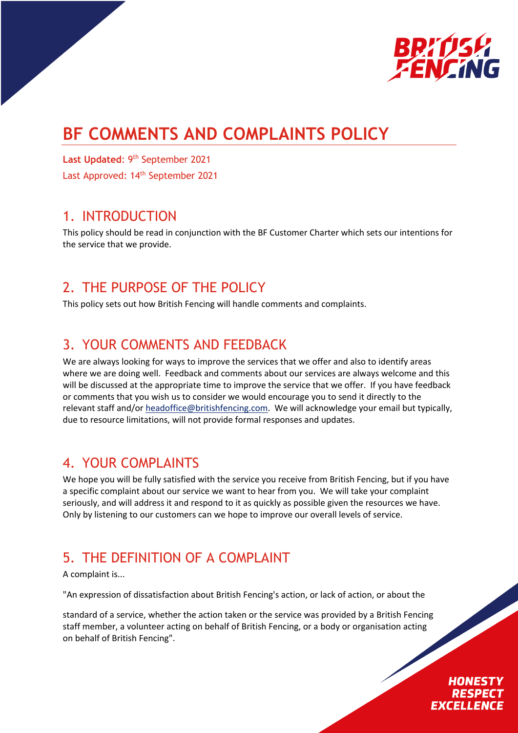# BF COMMENTS AND COMPLAINTS POLICY

**Last Updated**: 9th September 2021
Last Approved: 14th September 2021

## 1. INTRODUCTION

This policy should be read in conjunction with the BF Customer Charter which sets our intentions for the service that we provide.

## 2. THE PURPOSE OF THE POLICY

This policy sets out how British Fencing will handle comments and complaints.

## 3. YOUR COMMENTS AND FEEDBACK

We are always looking for ways to improve the services that we offer and also to identify areas where we are doing well. Feedback and comments about our services are always welcome and this will be discussed at the appropriate time to improve the service that we offer. If you have feedback or comments that you wish us to consider we would encourage you to send it directly to the relevant staff and/or headoffice@britishfencing.com. We will acknowledge your email but typically, due to resource limitations, will not provide formal responses and updates.

## 4. YOUR COMPLAINTS

We hope you will be fully satisfied with the service you receive from British Fencing, but if you have a specific complaint about our service we want to hear from you. We will take your complaint seriously, and will address it and respond to it as quickly as possible given the resources we have. Only by listening to our customers can we hope to improve our overall levels of service.

## 5. THE DEFINITION OF A COMPLAINT

A complaint is...

"An expression of dissatisfaction about British Fencing's action, or lack of action, or about the standard of a service, whether the action taken or the service was provided by a British Fencing staff member, a volunteer acting on behalf of British Fencing, or a body or organisation acting on behalf of British Fencing".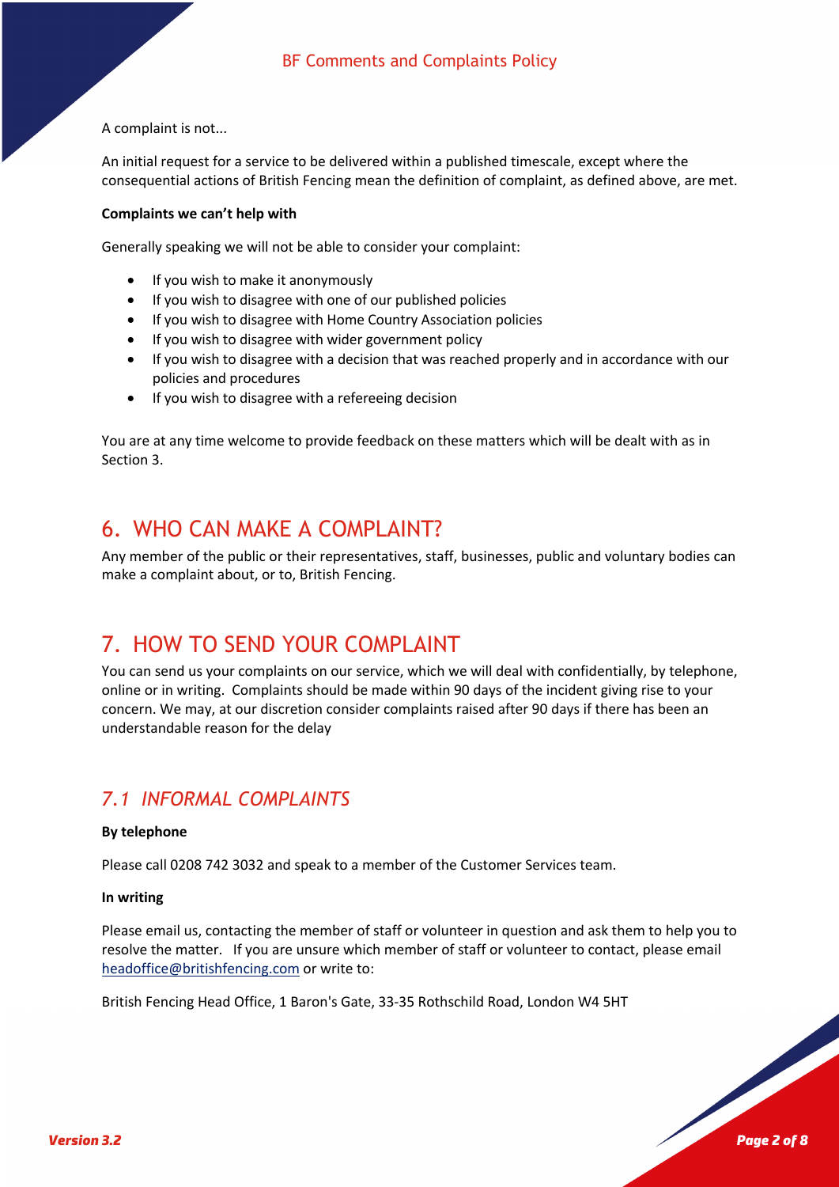A complaint is not...

An initial request for a service to be delivered within a published timescale, except where the consequential actions of British Fencing mean the definition of complaint, as defined above, are met.

**Complaints we can't help with**

Generally speaking we will not be able to consider your complaint:

- If you wish to make it anonymously
- If you wish to disagree with one of our published policies
- If you wish to disagree with Home Country Association policies
- If you wish to disagree with wider government policy
- If you wish to disagree with a decision that was reached properly and in accordance with our policies and procedures
- If you wish to disagree with a refereeing decision

You are at any time welcome to provide feedback on these matters which will be dealt with as in Section 3.

## 6. WHO CAN MAKE A COMPLAINT?

Any member of the public or their representatives, staff, businesses, public and voluntary bodies can make a complaint about, or to, British Fencing.

## 7. HOW TO SEND YOUR COMPLAINT

You can send us your complaints on our service, which we will deal with confidentially, by telephone, online or in writing. Complaints should be made within 90 days of the incident giving rise to your concern. We may, at our discretion consider complaints raised after 90 days if there has been an understandable reason for the delay

### *7.1 INFORMAL COMPLAINTS*

**By telephone**

Please call 0208 742 3032 and speak to a member of the Customer Services team.

**In writing**

Please email us, contacting the member of staff or volunteer in question and ask them to help you to resolve the matter. If you are unsure which member of staff or volunteer to contact, please email headoffice@britishfencing.com or write to:

British Fencing Head Office, 1 Baron's Gate, 33-35 Rothschild Road, London W4 5HT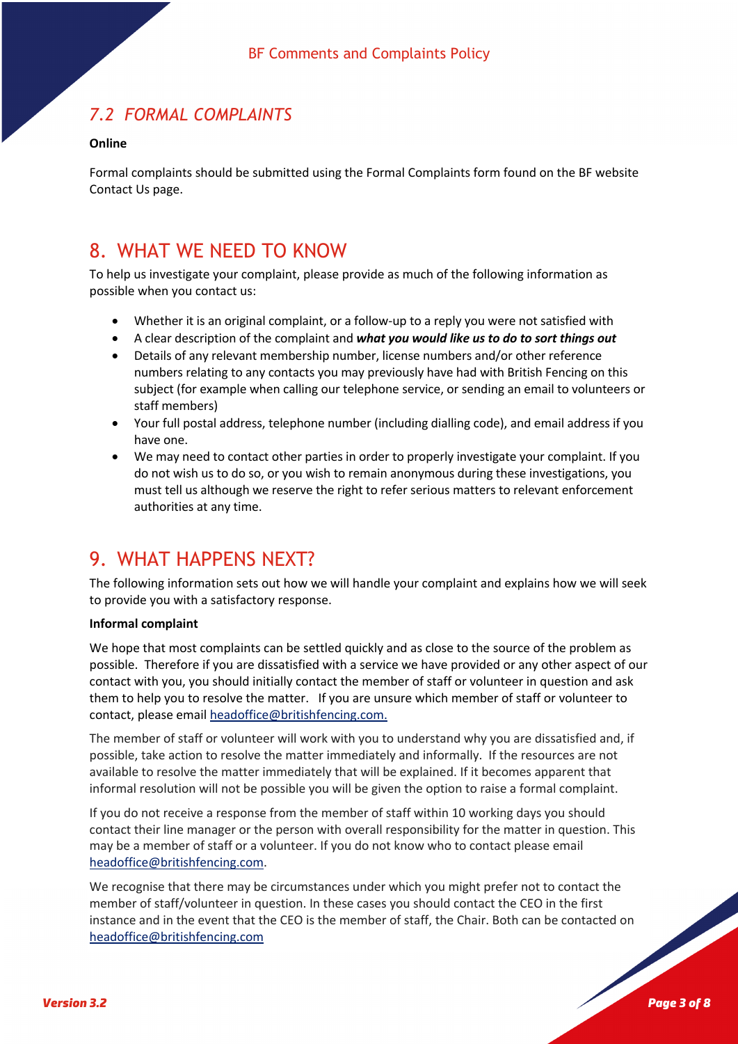### *7.2 FORMAL COMPLAINTS*

**Online**

Formal complaints should be submitted using the Formal Complaints form found on the BF website Contact Us page.

## 8. WHAT WE NEED TO KNOW

To help us investigate your complaint, please provide as much of the following information as possible when you contact us:

- Whether it is an original complaint, or a follow-up to a reply you were not satisfied with
- A clear description of the complaint and ***what you would like us to do to sort things out***
- Details of any relevant membership number, license numbers and/or other reference numbers relating to any contacts you may previously have had with British Fencing on this subject (for example when calling our telephone service, or sending an email to volunteers or staff members)
- Your full postal address, telephone number (including dialling code), and email address if you have one.
- We may need to contact other parties in order to properly investigate your complaint. If you do not wish us to do so, or you wish to remain anonymous during these investigations, you must tell us although we reserve the right to refer serious matters to relevant enforcement authorities at any time.

## 9. WHAT HAPPENS NEXT?

The following information sets out how we will handle your complaint and explains how we will seek to provide you with a satisfactory response.

**Informal complaint**

We hope that most complaints can be settled quickly and as close to the source of the problem as possible. Therefore if you are dissatisfied with a service we have provided or any other aspect of our contact with you, you should initially contact the member of staff or volunteer in question and ask them to help you to resolve the matter. If you are unsure which member of staff or volunteer to contact, please email headoffice@britishfencing.com.

The member of staff or volunteer will work with you to understand why you are dissatisfied and, if possible, take action to resolve the matter immediately and informally. If the resources are not available to resolve the matter immediately that will be explained. If it becomes apparent that informal resolution will not be possible you will be given the option to raise a formal complaint.

If you do not receive a response from the member of staff within 10 working days you should contact their line manager or the person with overall responsibility for the matter in question. This may be a member of staff or a volunteer. If you do not know who to contact please email headoffice@britishfencing.com.

We recognise that there may be circumstances under which you might prefer not to contact the member of staff/volunteer in question. In these cases you should contact the CEO in the first instance and in the event that the CEO is the member of staff, the Chair. Both can be contacted on headoffice@britishfencing.com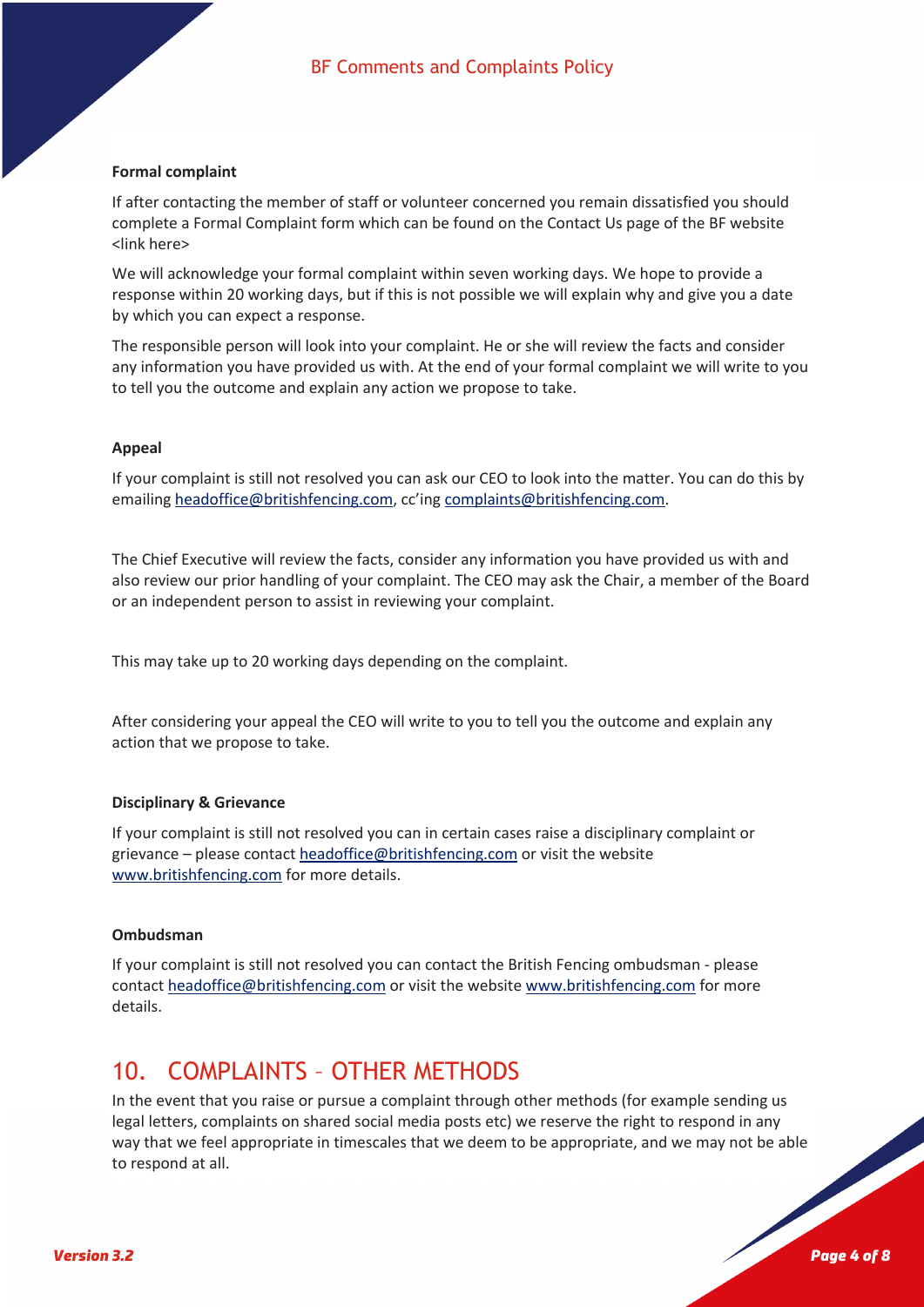**Formal complaint**

If after contacting the member of staff or volunteer concerned you remain dissatisfied you should complete a Formal Complaint form which can be found on the Contact Us page of the BF website <link here>

We will acknowledge your formal complaint within seven working days. We hope to provide a response within 20 working days, but if this is not possible we will explain why and give you a date by which you can expect a response.

The responsible person will look into your complaint. He or she will review the facts and consider any information you have provided us with. At the end of your formal complaint we will write to you to tell you the outcome and explain any action we propose to take.

**Appeal**

If your complaint is still not resolved you can ask our CEO to look into the matter. You can do this by emailing headoffice@britishfencing.com, cc'ing complaints@britishfencing.com.

The Chief Executive will review the facts, consider any information you have provided us with and also review our prior handling of your complaint. The CEO may ask the Chair, a member of the Board or an independent person to assist in reviewing your complaint.

This may take up to 20 working days depending on the complaint.

After considering your appeal the CEO will write to you to tell you the outcome and explain any action that we propose to take.

**Disciplinary & Grievance**

If your complaint is still not resolved you can in certain cases raise a disciplinary complaint or grievance – please contact headoffice@britishfencing.com or visit the website www.britishfencing.com for more details.

**Ombudsman**

If your complaint is still not resolved you can contact the British Fencing ombudsman - please contact headoffice@britishfencing.com or visit the website www.britishfencing.com for more details.

# 10. COMPLAINTS – OTHER METHODS

In the event that you raise or pursue a complaint through other methods (for example sending us legal letters, complaints on shared social media posts etc) we reserve the right to respond in any way that we feel appropriate in timescales that we deem to be appropriate, and we may not be able to respond at all.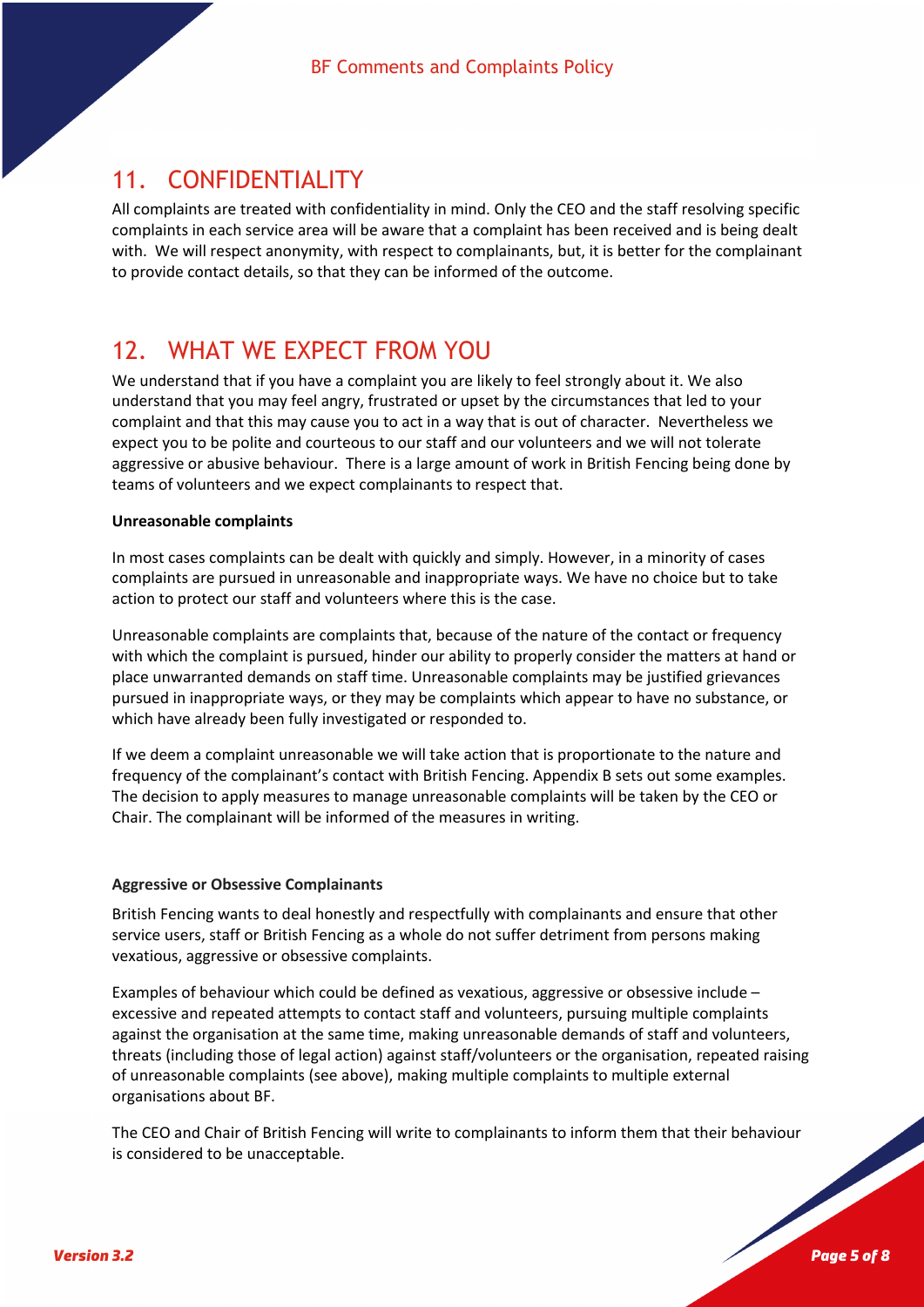## 11. CONFIDENTIALITY

All complaints are treated with confidentiality in mind. Only the CEO and the staff resolving specific complaints in each service area will be aware that a complaint has been received and is being dealt with. We will respect anonymity, with respect to complainants, but, it is better for the complainant to provide contact details, so that they can be informed of the outcome.

## 12. WHAT WE EXPECT FROM YOU

We understand that if you have a complaint you are likely to feel strongly about it. We also understand that you may feel angry, frustrated or upset by the circumstances that led to your complaint and that this may cause you to act in a way that is out of character. Nevertheless we expect you to be polite and courteous to our staff and our volunteers and we will not tolerate aggressive or abusive behaviour. There is a large amount of work in British Fencing being done by teams of volunteers and we expect complainants to respect that.

**Unreasonable complaints**

In most cases complaints can be dealt with quickly and simply. However, in a minority of cases complaints are pursued in unreasonable and inappropriate ways. We have no choice but to take action to protect our staff and volunteers where this is the case.

Unreasonable complaints are complaints that, because of the nature of the contact or frequency with which the complaint is pursued, hinder our ability to properly consider the matters at hand or place unwarranted demands on staff time. Unreasonable complaints may be justified grievances pursued in inappropriate ways, or they may be complaints which appear to have no substance, or which have already been fully investigated or responded to.

If we deem a complaint unreasonable we will take action that is proportionate to the nature and frequency of the complainant's contact with British Fencing. Appendix B sets out some examples. The decision to apply measures to manage unreasonable complaints will be taken by the CEO or Chair. The complainant will be informed of the measures in writing.

**Aggressive or Obsessive Complainants**

British Fencing wants to deal honestly and respectfully with complainants and ensure that other service users, staff or British Fencing as a whole do not suffer detriment from persons making vexatious, aggressive or obsessive complaints.

Examples of behaviour which could be defined as vexatious, aggressive or obsessive include – excessive and repeated attempts to contact staff and volunteers, pursuing multiple complaints against the organisation at the same time, making unreasonable demands of staff and volunteers, threats (including those of legal action) against staff/volunteers or the organisation, repeated raising of unreasonable complaints (see above), making multiple complaints to multiple external organisations about BF.

The CEO and Chair of British Fencing will write to complainants to inform them that their behaviour is considered to be unacceptable.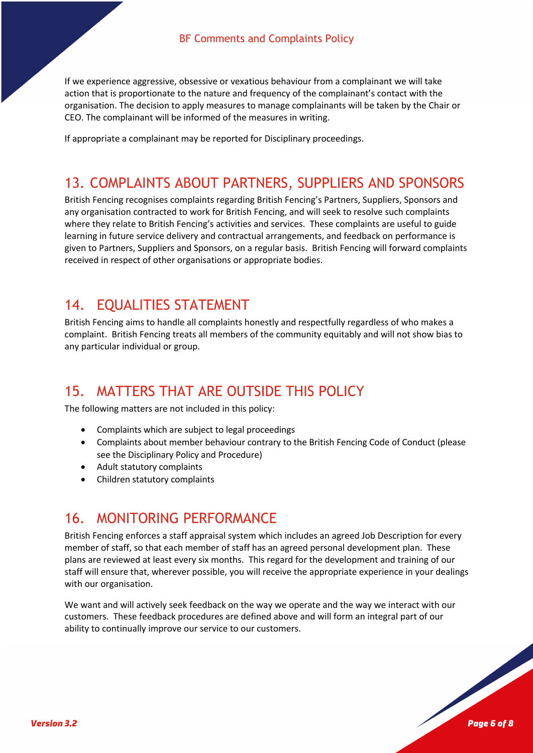If we experience aggressive, obsessive or vexatious behaviour from a complainant we will take action that is proportionate to the nature and frequency of the complainant's contact with the organisation. The decision to apply measures to manage complainants will be taken by the Chair or CEO. The complainant will be informed of the measures in writing.

If appropriate a complainant may be reported for Disciplinary proceedings.

## 13. COMPLAINTS ABOUT PARTNERS, SUPPLIERS AND SPONSORS

British Fencing recognises complaints regarding British Fencing's Partners, Suppliers, Sponsors and any organisation contracted to work for British Fencing, and will seek to resolve such complaints where they relate to British Fencing's activities and services. These complaints are useful to guide learning in future service delivery and contractual arrangements, and feedback on performance is given to Partners, Suppliers and Sponsors, on a regular basis. British Fencing will forward complaints received in respect of other organisations or appropriate bodies.

## 14. EQUALITIES STATEMENT

British Fencing aims to handle all complaints honestly and respectfully regardless of who makes a complaint. British Fencing treats all members of the community equitably and will not show bias to any particular individual or group.

## 15. MATTERS THAT ARE OUTSIDE THIS POLICY

The following matters are not included in this policy:

- Complaints which are subject to legal proceedings
- Complaints about member behaviour contrary to the British Fencing Code of Conduct (please see the Disciplinary Policy and Procedure)
- Adult statutory complaints
- Children statutory complaints

## 16. MONITORING PERFORMANCE

British Fencing enforces a staff appraisal system which includes an agreed Job Description for every member of staff, so that each member of staff has an agreed personal development plan. These plans are reviewed at least every six months. This regard for the development and training of our staff will ensure that, wherever possible, you will receive the appropriate experience in your dealings with our organisation.

We want and will actively seek feedback on the way we operate and the way we interact with our customers. These feedback procedures are defined above and will form an integral part of our ability to continually improve our service to our customers.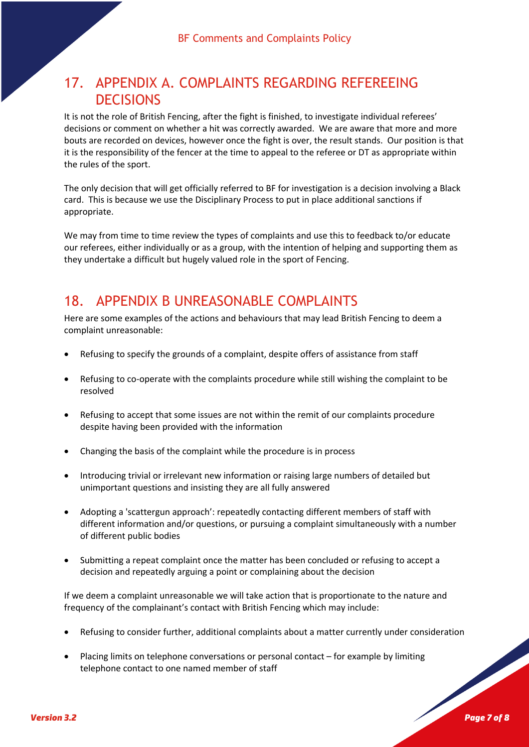## 17. APPENDIX A. COMPLAINTS REGARDING REFEREEING DECISIONS

It is not the role of British Fencing, after the fight is finished, to investigate individual referees' decisions or comment on whether a hit was correctly awarded. We are aware that more and more bouts are recorded on devices, however once the fight is over, the result stands. Our position is that it is the responsibility of the fencer at the time to appeal to the referee or DT as appropriate within the rules of the sport.

The only decision that will get officially referred to BF for investigation is a decision involving a Black card. This is because we use the Disciplinary Process to put in place additional sanctions if appropriate.

We may from time to time review the types of complaints and use this to feedback to/or educate our referees, either individually or as a group, with the intention of helping and supporting them as they undertake a difficult but hugely valued role in the sport of Fencing.

## 18. APPENDIX B UNREASONABLE COMPLAINTS

Here are some examples of the actions and behaviours that may lead British Fencing to deem a complaint unreasonable:

- Refusing to specify the grounds of a complaint, despite offers of assistance from staff
- Refusing to co-operate with the complaints procedure while still wishing the complaint to be resolved
- Refusing to accept that some issues are not within the remit of our complaints procedure despite having been provided with the information
- Changing the basis of the complaint while the procedure is in process
- Introducing trivial or irrelevant new information or raising large numbers of detailed but unimportant questions and insisting they are all fully answered
- Adopting a 'scattergun approach': repeatedly contacting different members of staff with different information and/or questions, or pursuing a complaint simultaneously with a number of different public bodies
- Submitting a repeat complaint once the matter has been concluded or refusing to accept a decision and repeatedly arguing a point or complaining about the decision

If we deem a complaint unreasonable we will take action that is proportionate to the nature and frequency of the complainant's contact with British Fencing which may include:

- Refusing to consider further, additional complaints about a matter currently under consideration
- Placing limits on telephone conversations or personal contact – for example by limiting telephone contact to one named member of staff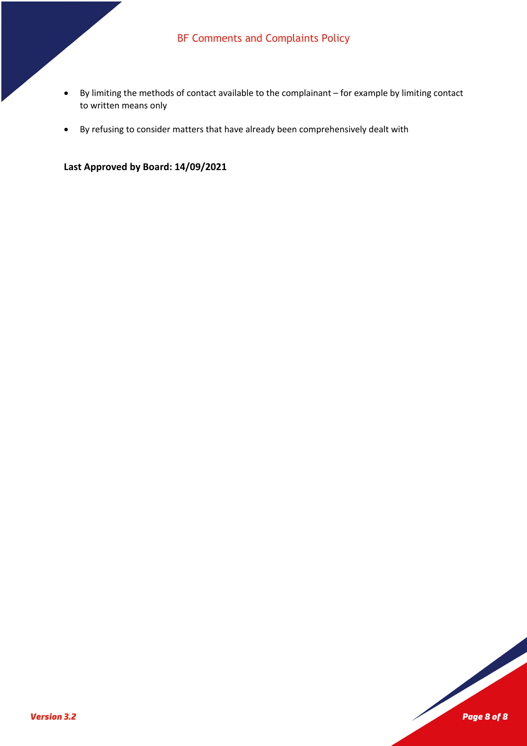- By limiting the methods of contact available to the complainant – for example by limiting contact to written means only
- By refusing to consider matters that have already been comprehensively dealt with

**Last Approved by Board: 14/09/2021**